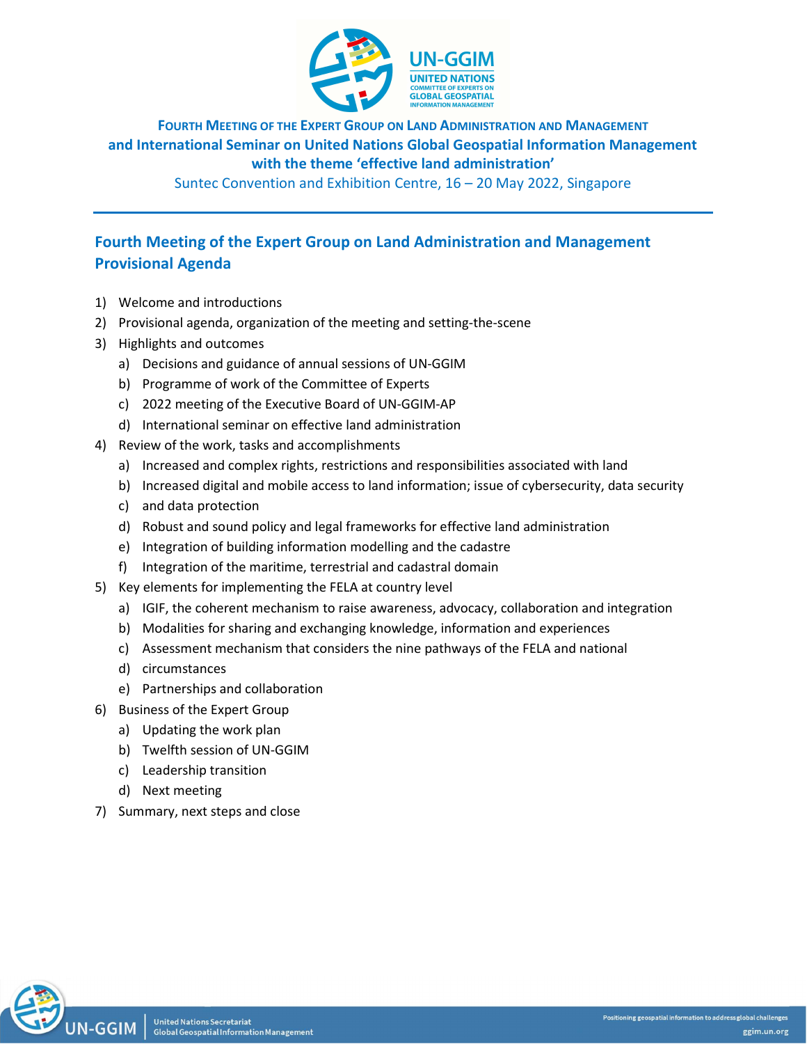**FOURTH MEETING OF THE EXPERT GROUP ON LAND ADMINISTRATION AND MANAGEMENT**
**and International Seminar on United Nations Global Geospatial Information Management**
**with the theme 'effective land administration'**
Suntec Convention and Exhibition Centre, 16 – 20 May 2022, Singapore

## Fourth Meeting of the Expert Group on Land Administration and Management Provisional Agenda

1) Welcome and introductions
2) Provisional agenda, organization of the meeting and setting-the-scene
3) Highlights and outcomes
   a) Decisions and guidance of annual sessions of UN-GGIM
   b) Programme of work of the Committee of Experts
   c) 2022 meeting of the Executive Board of UN-GGIM-AP
   d) International seminar on effective land administration
4) Review of the work, tasks and accomplishments
   a) Increased and complex rights, restrictions and responsibilities associated with land
   b) Increased digital and mobile access to land information; issue of cybersecurity, data security
   c) and data protection
   d) Robust and sound policy and legal frameworks for effective land administration
   e) Integration of building information modelling and the cadastre
   f) Integration of the maritime, terrestrial and cadastral domain
5) Key elements for implementing the FELA at country level
   a) IGIF, the coherent mechanism to raise awareness, advocacy, collaboration and integration
   b) Modalities for sharing and exchanging knowledge, information and experiences
   c) Assessment mechanism that considers the nine pathways of the FELA and national
   d) circumstances
   e) Partnerships and collaboration
6) Business of the Expert Group
   a) Updating the work plan
   b) Twelfth session of UN-GGIM
   c) Leadership transition
   d) Next meeting
7) Summary, next steps and close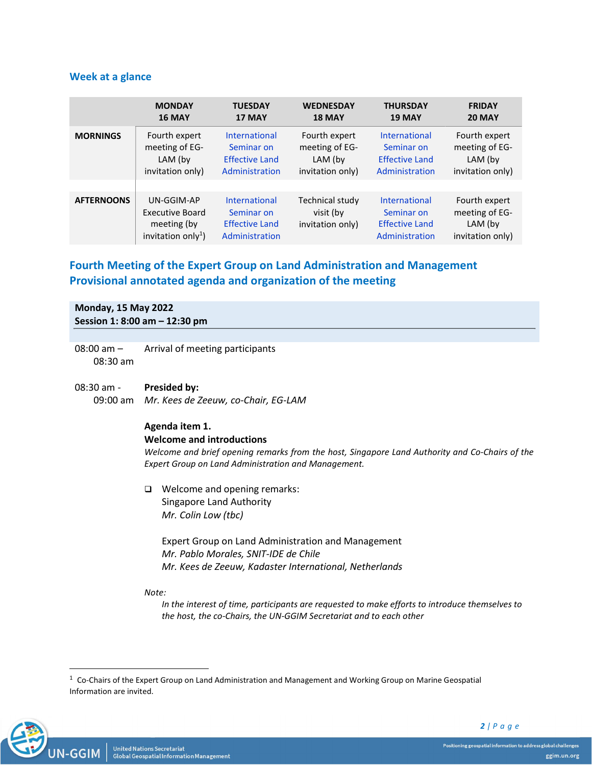## Week at a glance

| | MONDAY 16 MAY | TUESDAY 17 MAY | WEDNESDAY 18 MAY | THURSDAY 19 MAY | FRIDAY 20 MAY |
|---|---|---|---|---|---|
| **MORNINGS** | Fourth expert meeting of EG-LAM (by invitation only) | International Seminar on Effective Land Administration | Fourth expert meeting of EG-LAM (by invitation only) | International Seminar on Effective Land Administration | Fourth expert meeting of EG-LAM (by invitation only) |
| **AFTERNOONS** | UN-GGIM-AP Executive Board meeting (by invitation only[1]) | International Seminar on Effective Land Administration | Technical study visit (by invitation only) | International Seminar on Effective Land Administration | Fourth expert meeting of EG-LAM (by invitation only) |

## Fourth Meeting of the Expert Group on Land Administration and Management Provisional annotated agenda and organization of the meeting

**Monday, 15 May 2022**
**Session 1: 8:00 am – 12:30 pm**

08:00 am – 08:30 am Arrival of meeting participants

08:30 am - 09:00 am **Presided by:**
*Mr. Kees de Zeeuw, co-Chair, EG-LAM*

**Agenda item 1.**
**Welcome and introductions**
*Welcome and brief opening remarks from the host, Singapore Land Authority and Co-Chairs of the Expert Group on Land Administration and Management.*

- Welcome and opening remarks:
  Singapore Land Authority
  *Mr. Colin Low (tbc)*

  Expert Group on Land Administration and Management
  *Mr. Pablo Morales, SNIT-IDE de Chile*
  *Mr. Kees de Zeeuw, Kadaster International, Netherlands*

*Note:*
*In the interest of time, participants are requested to make efforts to introduce themselves to the host, the co-Chairs, the UN-GGIM Secretariat and to each other*

[1] Co-Chairs of the Expert Group on Land Administration and Management and Working Group on Marine Geospatial Information are invited.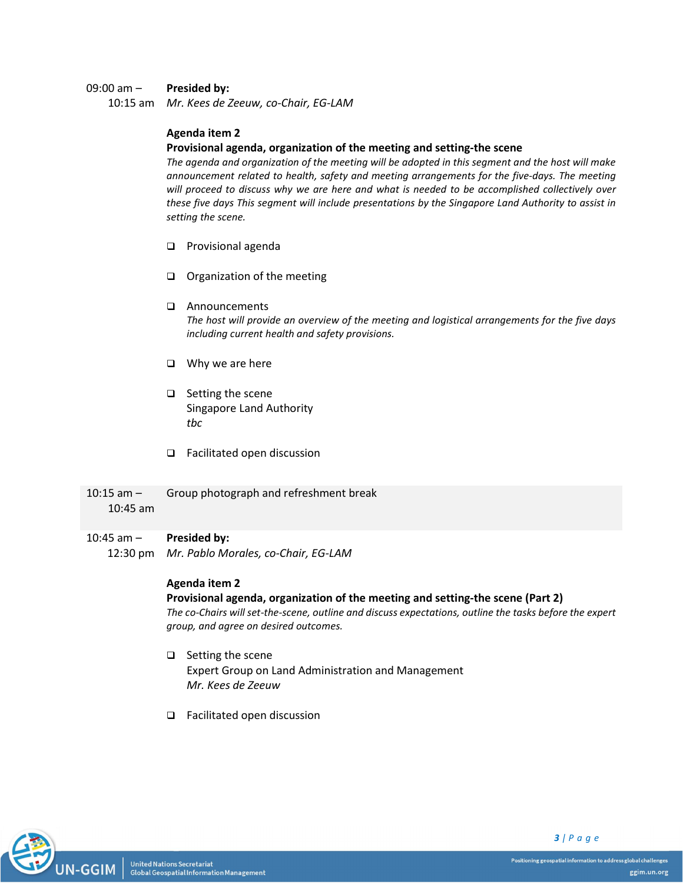09:00 am – 10:15 am

**Presided by:**
*Mr. Kees de Zeeuw, co-Chair, EG-LAM*

**Agenda item 2**
**Provisional agenda, organization of the meeting and setting-the scene**
*The agenda and organization of the meeting will be adopted in this segment and the host will make announcement related to health, safety and meeting arrangements for the five-days. The meeting will proceed to discuss why we are here and what is needed to be accomplished collectively over these five days This segment will include presentations by the Singapore Land Authority to assist in setting the scene.*

- ❑ Provisional agenda
- ❑ Organization of the meeting
- ❑ Announcements
  *The host will provide an overview of the meeting and logistical arrangements for the five days including current health and safety provisions.*
- ❑ Why we are here
- ❑ Setting the scene
  Singapore Land Authority
  *tbc*
- ❑ Facilitated open discussion

10:15 am – 10:45 am

Group photograph and refreshment break

10:45 am – 12:30 pm

**Presided by:**
*Mr. Pablo Morales, co-Chair, EG-LAM*

**Agenda item 2**
**Provisional agenda, organization of the meeting and setting-the scene (Part 2)**
*The co-Chairs will set-the-scene, outline and discuss expectations, outline the tasks before the expert group, and agree on desired outcomes.*

- ❑ Setting the scene
  Expert Group on Land Administration and Management
  *Mr. Kees de Zeeuw*
- ❑ Facilitated open discussion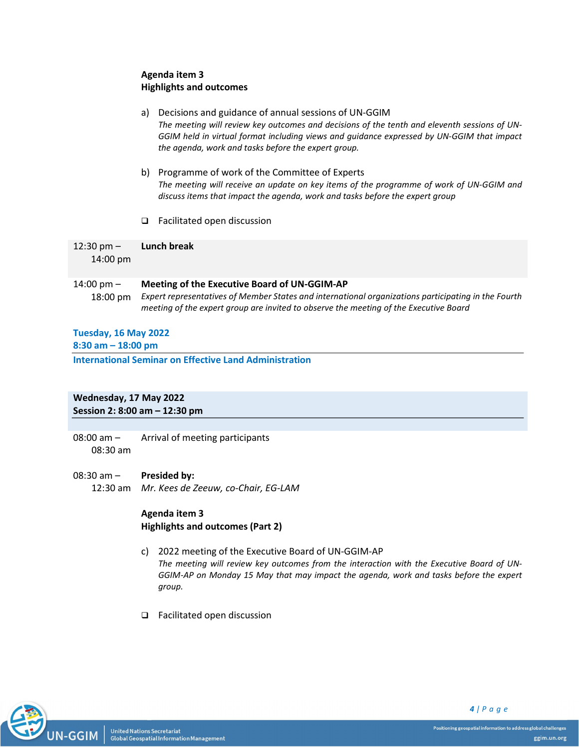**Agenda item 3**
**Highlights and outcomes**

a) Decisions and guidance of annual sessions of UN-GGIM
*The meeting will review key outcomes and decisions of the tenth and eleventh sessions of UN-GGIM held in virtual format including views and guidance expressed by UN-GGIM that impact the agenda, work and tasks before the expert group.*

b) Programme of work of the Committee of Experts
*The meeting will receive an update on key items of the programme of work of UN-GGIM and discuss items that impact the agenda, work and tasks before the expert group*

- Facilitated open discussion

| | |
|---|---|
| 12:30 pm – 14:00 pm | **Lunch break** |
| 14:00 pm – 18:00 pm | **Meeting of the Executive Board of UN-GGIM-AP**<br>*Expert representatives of Member States and international organizations participating in the Fourth meeting of the expert group are invited to observe the meeting of the Executive Board* |

**Tuesday, 16 May 2022**
**8:30 am – 18:00 pm**
**International Seminar on Effective Land Administration**

**Wednesday, 17 May 2022**
**Session 2: 8:00 am – 12:30 pm**

| | |
|---|---|
| 08:00 am – 08:30 am | Arrival of meeting participants |
| 08:30 am – 12:30 am | **Presided by:**<br>*Mr. Kees de Zeeuw, co-Chair, EG-LAM* |

**Agenda item 3**
**Highlights and outcomes (Part 2)**

c) 2022 meeting of the Executive Board of UN-GGIM-AP
*The meeting will review key outcomes from the interaction with the Executive Board of UN-GGIM-AP on Monday 15 May that may impact the agenda, work and tasks before the expert group.*

- Facilitated open discussion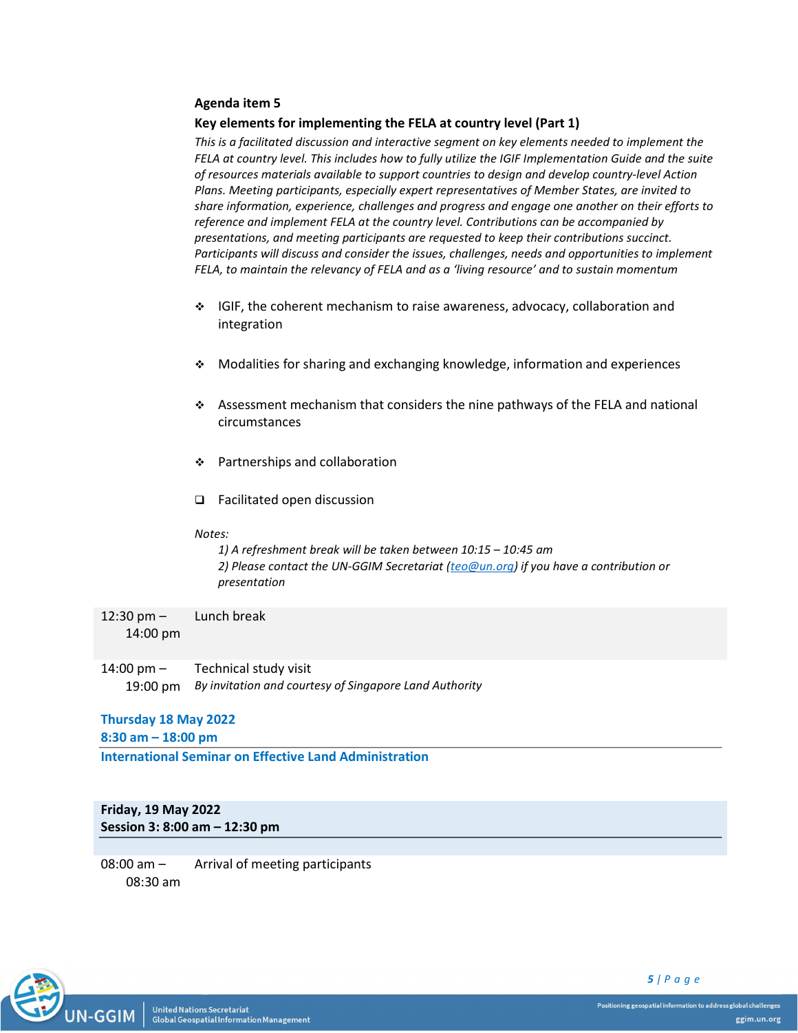**Agenda item 5**

**Key elements for implementing the FELA at country level (Part 1)**

*This is a facilitated discussion and interactive segment on key elements needed to implement the FELA at country level. This includes how to fully utilize the IGIF Implementation Guide and the suite of resources materials available to support countries to design and develop country-level Action Plans. Meeting participants, especially expert representatives of Member States, are invited to share information, experience, challenges and progress and engage one another on their efforts to reference and implement FELA at the country level. Contributions can be accompanied by presentations, and meeting participants are requested to keep their contributions succinct. Participants will discuss and consider the issues, challenges, needs and opportunities to implement FELA, to maintain the relevancy of FELA and as a 'living resource' and to sustain momentum*

- IGIF, the coherent mechanism to raise awareness, advocacy, collaboration and integration
- Modalities for sharing and exchanging knowledge, information and experiences
- Assessment mechanism that considers the nine pathways of the FELA and national circumstances
- Partnerships and collaboration
- Facilitated open discussion

*Notes:*

*1) A refreshment break will be taken between 10:15 – 10:45 am*

*2) Please contact the UN-GGIM Secretariat (teo@un.org) if you have a contribution or presentation*

| | |
|---|---|
| 12:30 pm – 14:00 pm | Lunch break |
| 14:00 pm – 19:00 pm | Technical study visit<br>*By invitation and courtesy of Singapore Land Authority* |

**Thursday 18 May 2022**
**8:30 am – 18:00 pm**

**International Seminar on Effective Land Administration**

**Friday, 19 May 2022**
**Session 3: 8:00 am – 12:30 pm**

| | |
|---|---|
| 08:00 am – 08:30 am | Arrival of meeting participants |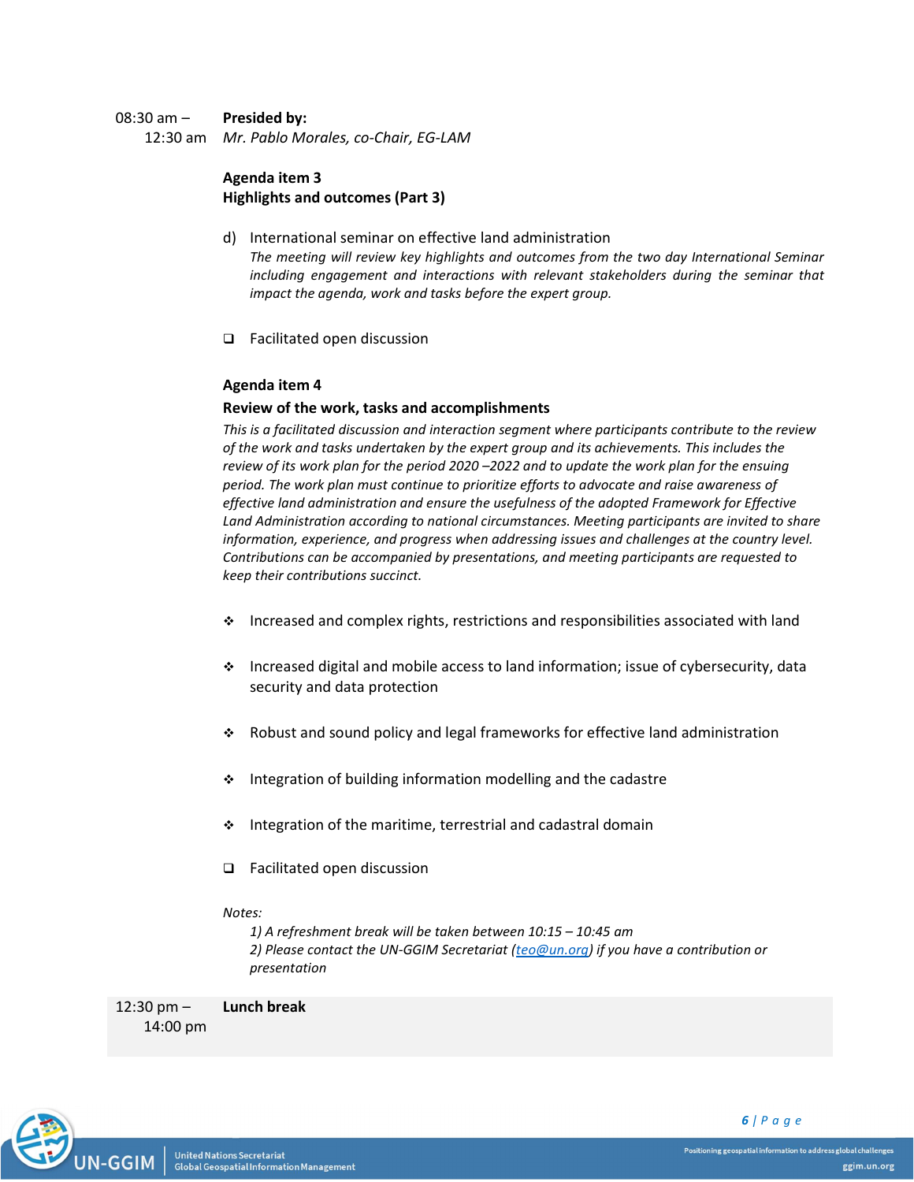08:30 am – 12:30 am

**Presided by:**
*Mr. Pablo Morales, co-Chair, EG-LAM*

**Agenda item 3**
**Highlights and outcomes (Part 3)**

d) International seminar on effective land administration
*The meeting will review key highlights and outcomes from the two day International Seminar including engagement and interactions with relevant stakeholders during the seminar that impact the agenda, work and tasks before the expert group.*

- ❑ Facilitated open discussion

**Agenda item 4**
**Review of the work, tasks and accomplishments**

*This is a facilitated discussion and interaction segment where participants contribute to the review of the work and tasks undertaken by the expert group and its achievements. This includes the review of its work plan for the period 2020 –2022 and to update the work plan for the ensuing period. The work plan must continue to prioritize efforts to advocate and raise awareness of effective land administration and ensure the usefulness of the adopted Framework for Effective Land Administration according to national circumstances. Meeting participants are invited to share information, experience, and progress when addressing issues and challenges at the country level. Contributions can be accompanied by presentations, and meeting participants are requested to keep their contributions succinct.*

- ❖ Increased and complex rights, restrictions and responsibilities associated with land
- ❖ Increased digital and mobile access to land information; issue of cybersecurity, data security and data protection
- ❖ Robust and sound policy and legal frameworks for effective land administration
- ❖ Integration of building information modelling and the cadastre
- ❖ Integration of the maritime, terrestrial and cadastral domain
- ❑ Facilitated open discussion

*Notes:*
*1) A refreshment break will be taken between 10:15 – 10:45 am*
*2) Please contact the UN-GGIM Secretariat (teo@un.org) if you have a contribution or presentation*

12:30 pm – 14:00 pm

**Lunch break**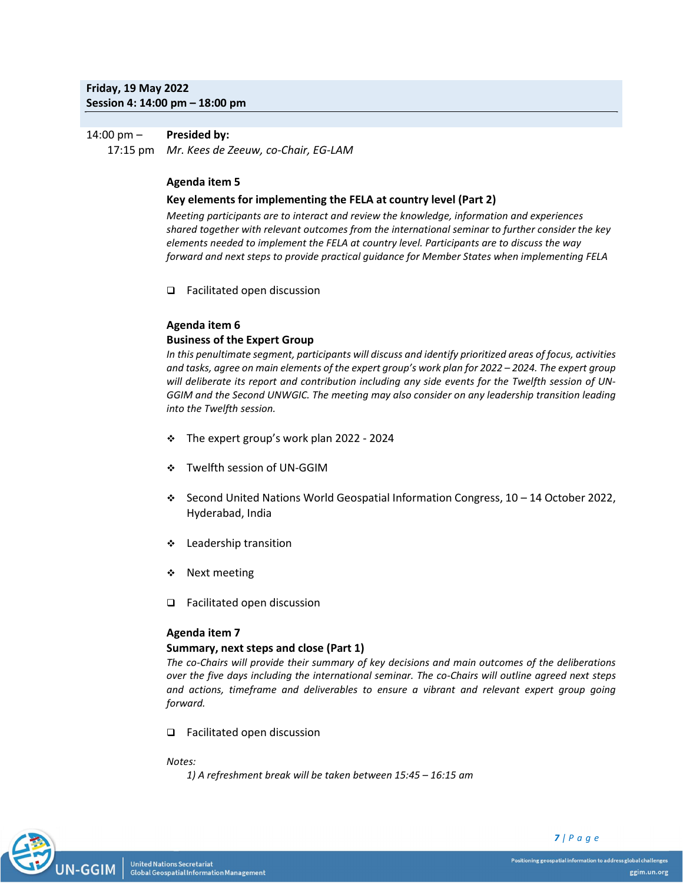**Friday, 19 May 2022**
**Session 4: 14:00 pm – 18:00 pm**

14:00 pm – 17:15 pm

**Presided by:**
*Mr. Kees de Zeeuw, co-Chair, EG-LAM*

**Agenda item 5**

**Key elements for implementing the FELA at country level (Part 2)**

*Meeting participants are to interact and review the knowledge, information and experiences shared together with relevant outcomes from the international seminar to further consider the key elements needed to implement the FELA at country level. Participants are to discuss the way forward and next steps to provide practical guidance for Member States when implementing FELA*

- Facilitated open discussion

**Agenda item 6**

**Business of the Expert Group**

*In this penultimate segment, participants will discuss and identify prioritized areas of focus, activities and tasks, agree on main elements of the expert group's work plan for 2022 – 2024. The expert group will deliberate its report and contribution including any side events for the Twelfth session of UN-GGIM and the Second UNWGIC. The meeting may also consider on any leadership transition leading into the Twelfth session.*

- The expert group's work plan 2022 - 2024
- Twelfth session of UN-GGIM
- Second United Nations World Geospatial Information Congress, 10 – 14 October 2022, Hyderabad, India
- Leadership transition
- Next meeting
- Facilitated open discussion

**Agenda item 7**

**Summary, next steps and close (Part 1)**

*The co-Chairs will provide their summary of key decisions and main outcomes of the deliberations over the five days including the international seminar. The co-Chairs will outline agreed next steps and actions, timeframe and deliverables to ensure a vibrant and relevant expert group going forward.*

- Facilitated open discussion

*Notes:*

*1) A refreshment break will be taken between 15:45 – 16:15 am*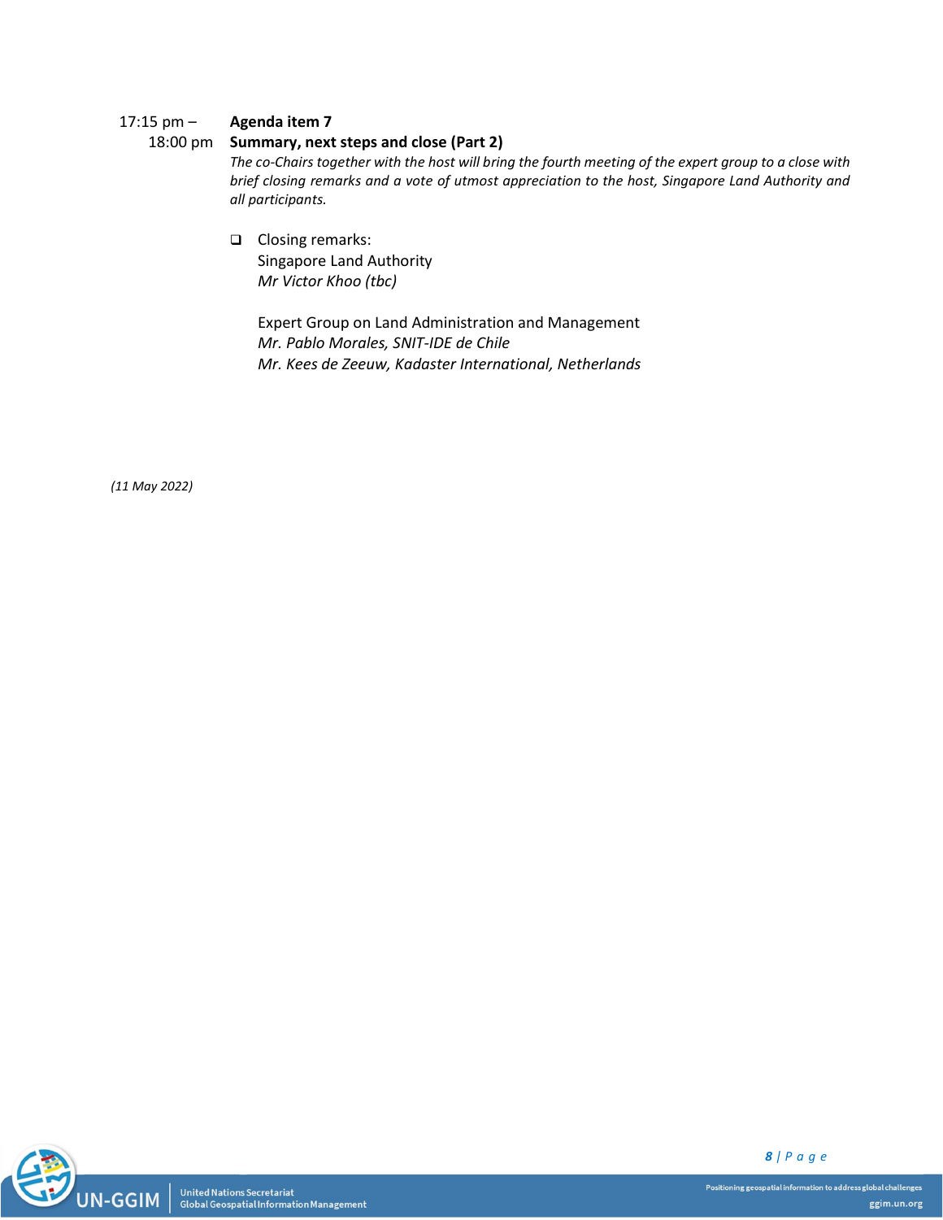17:15 pm – 18:00 pm **Agenda item 7**

**Summary, next steps and close (Part 2)**

*The co-Chairs together with the host will bring the fourth meeting of the expert group to a close with brief closing remarks and a vote of utmost appreciation to the host, Singapore Land Authority and all participants.*

- Closing remarks:
  Singapore Land Authority
  *Mr Victor Khoo (tbc)*

  Expert Group on Land Administration and Management
  *Mr. Pablo Morales, SNIT-IDE de Chile*
  *Mr. Kees de Zeeuw, Kadaster International, Netherlands*

*(11 May 2022)*